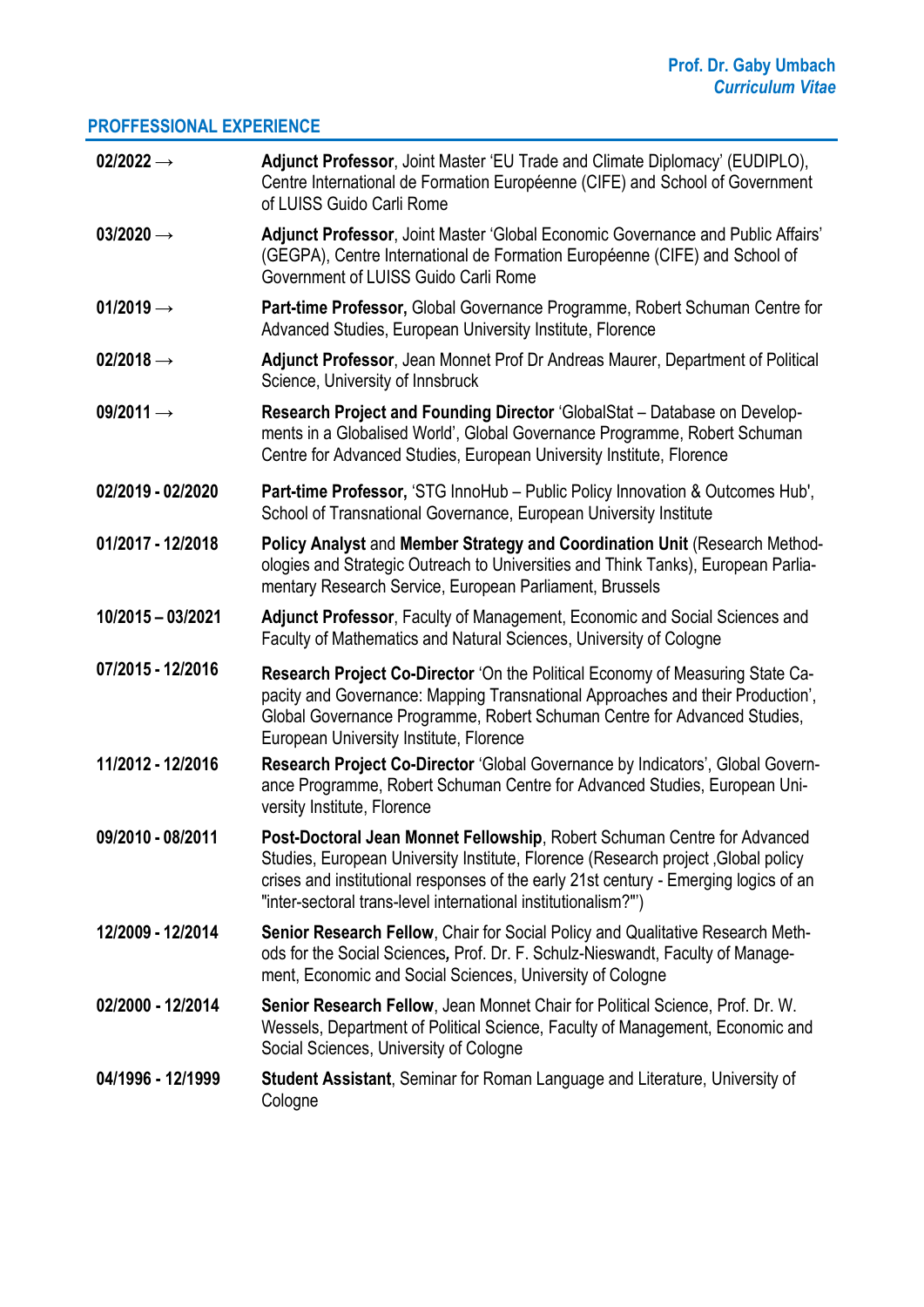**Prof. Dr. Gaby Umbach**
*Curriculum Vitae*

## PROFFESSIONAL EXPERIENCE

| | |
|---|---|
| **02/2022 →** | **Adjunct Professor**, Joint Master 'EU Trade and Climate Diplomacy' (EUDIPLO), Centre International de Formation Européenne (CIFE) and School of Government of LUISS Guido Carli Rome |
| **03/2020 →** | **Adjunct Professor**, Joint Master 'Global Economic Governance and Public Affairs' (GEGPA), Centre International de Formation Européenne (CIFE) and School of Government of LUISS Guido Carli Rome |
| **01/2019 →** | **Part-time Professor,** Global Governance Programme, Robert Schuman Centre for Advanced Studies, European University Institute, Florence |
| **02/2018 →** | **Adjunct Professor**, Jean Monnet Prof Dr Andreas Maurer, Department of Political Science, University of Innsbruck |
| **09/2011 →** | **Research Project and Founding Director** 'GlobalStat – Database on Developments in a Globalised World', Global Governance Programme, Robert Schuman Centre for Advanced Studies, European University Institute, Florence |
| **02/2019 - 02/2020** | **Part-time Professor,** 'STG InnoHub – Public Policy Innovation & Outcomes Hub', School of Transnational Governance, European University Institute |
| **01/2017 - 12/2018** | **Policy Analyst** and **Member Strategy and Coordination Unit** (Research Methodologies and Strategic Outreach to Universities and Think Tanks), European Parliamentary Research Service, European Parliament, Brussels |
| **10/2015 – 03/2021** | **Adjunct Professor**, Faculty of Management, Economic and Social Sciences and Faculty of Mathematics and Natural Sciences, University of Cologne |
| **07/2015 - 12/2016** | **Research Project Co-Director** 'On the Political Economy of Measuring State Capacity and Governance: Mapping Transnational Approaches and their Production', Global Governance Programme, Robert Schuman Centre for Advanced Studies, European University Institute, Florence |
| **11/2012 - 12/2016** | **Research Project Co-Director** 'Global Governance by Indicators', Global Governance Programme, Robert Schuman Centre for Advanced Studies, European University Institute, Florence |
| **09/2010 - 08/2011** | **Post-Doctoral Jean Monnet Fellowship**, Robert Schuman Centre for Advanced Studies, European University Institute, Florence (Research project ‚Global policy crises and institutional responses of the early 21st century - Emerging logics of an "inter-sectoral trans-level international institutionalism?"') |
| **12/2009 - 12/2014** | **Senior Research Fellow**, Chair for Social Policy and Qualitative Research Methods for the Social Sciences**,** Prof. Dr. F. Schulz-Nieswandt, Faculty of Management, Economic and Social Sciences, University of Cologne |
| **02/2000 - 12/2014** | **Senior Research Fellow**, Jean Monnet Chair for Political Science, Prof. Dr. W. Wessels, Department of Political Science, Faculty of Management, Economic and Social Sciences, University of Cologne |
| **04/1996 - 12/1999** | **Student Assistant**, Seminar for Roman Language and Literature, University of Cologne |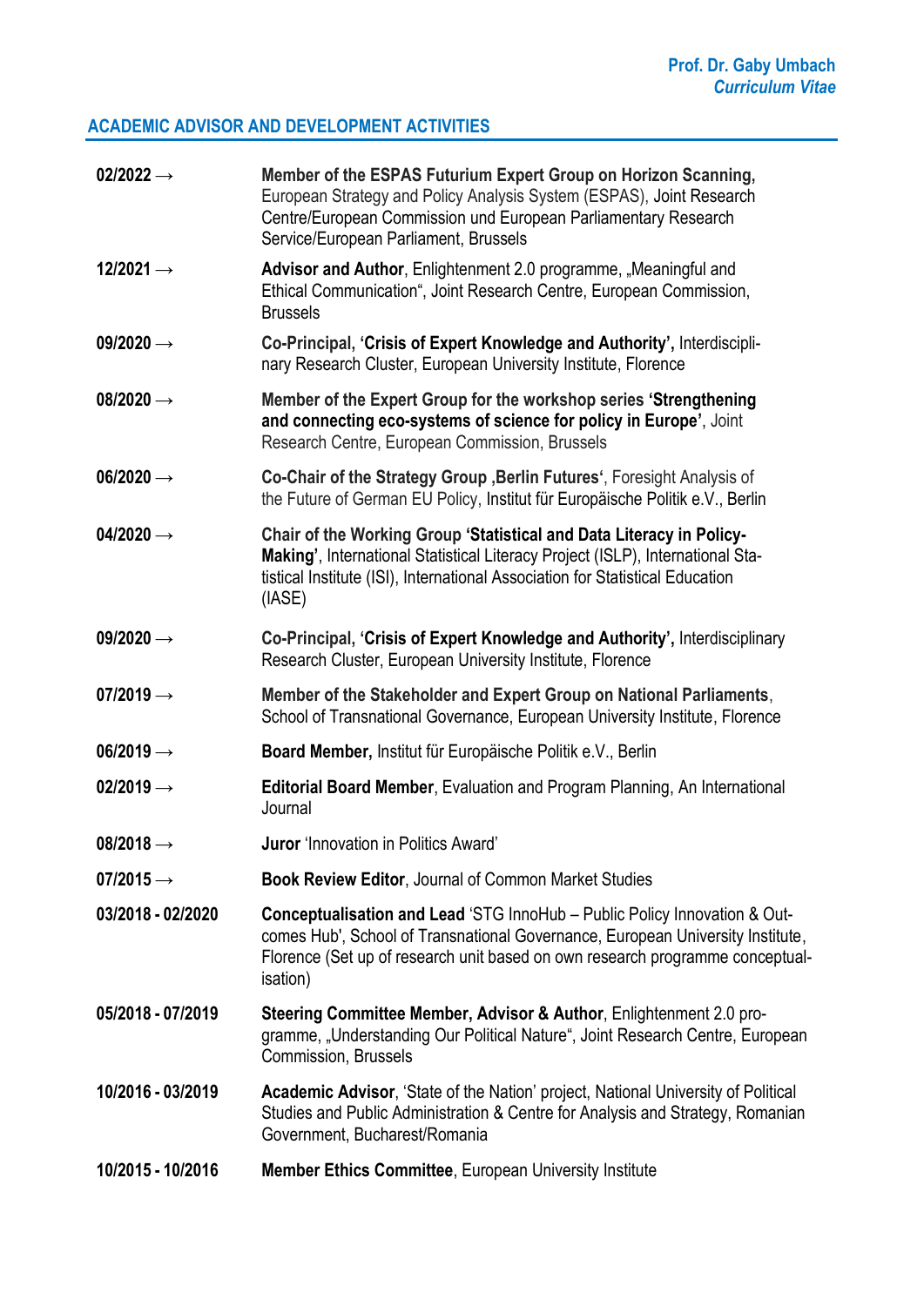## ACADEMIC ADVISOR AND DEVELOPMENT ACTIVITIES

| | |
|---|---|
| **02/2022 →** | **Member of the ESPAS Futurium Expert Group on Horizon Scanning,** European Strategy and Policy Analysis System (ESPAS), Joint Research Centre/European Commission und European Parliamentary Research Service/European Parliament, Brussels |
| **12/2021 →** | **Advisor and Author**, Enlightenment 2.0 programme, „Meaningful and Ethical Communication", Joint Research Centre, European Commission, Brussels |
| **09/2020 →** | **Co-Principal, 'Crisis of Expert Knowledge and Authority',** Interdisciplinary Research Cluster, European University Institute, Florence |
| **08/2020 →** | **Member of the Expert Group for the workshop series 'Strengthening and connecting eco-systems of science for policy in Europe'**, Joint Research Centre, European Commission, Brussels |
| **06/2020 →** | **Co-Chair of the Strategy Group ‚Berlin Futures'**, Foresight Analysis of the Future of German EU Policy, Institut für Europäische Politik e.V., Berlin |
| **04/2020 →** | **Chair of the Working Group 'Statistical and Data Literacy in Policy-Making'**, International Statistical Literacy Project (ISLP), International Statistical Institute (ISI), International Association for Statistical Education (IASE) |
| **09/2020 →** | **Co-Principal, 'Crisis of Expert Knowledge and Authority',** Interdisciplinary Research Cluster, European University Institute, Florence |
| **07/2019 →** | **Member of the Stakeholder and Expert Group on National Parliaments**, School of Transnational Governance, European University Institute, Florence |
| **06/2019 →** | **Board Member,** Institut für Europäische Politik e.V., Berlin |
| **02/2019 →** | **Editorial Board Member**, Evaluation and Program Planning, An International Journal |
| **08/2018 →** | **Juror** 'Innovation in Politics Award' |
| **07/2015 →** | **Book Review Editor**, Journal of Common Market Studies |
| **03/2018 - 02/2020** | **Conceptualisation and Lead** 'STG InnoHub – Public Policy Innovation & Outcomes Hub', School of Transnational Governance, European University Institute, Florence (Set up of research unit based on own research programme conceptualisation) |
| **05/2018 - 07/2019** | **Steering Committee Member, Advisor & Author**, Enlightenment 2.0 programme, „Understanding Our Political Nature", Joint Research Centre, European Commission, Brussels |
| **10/2016 - 03/2019** | **Academic Advisor**, 'State of the Nation' project, National University of Political Studies and Public Administration & Centre for Analysis and Strategy, Romanian Government, Bucharest/Romania |
| **10/2015 - 10/2016** | **Member Ethics Committee**, European University Institute |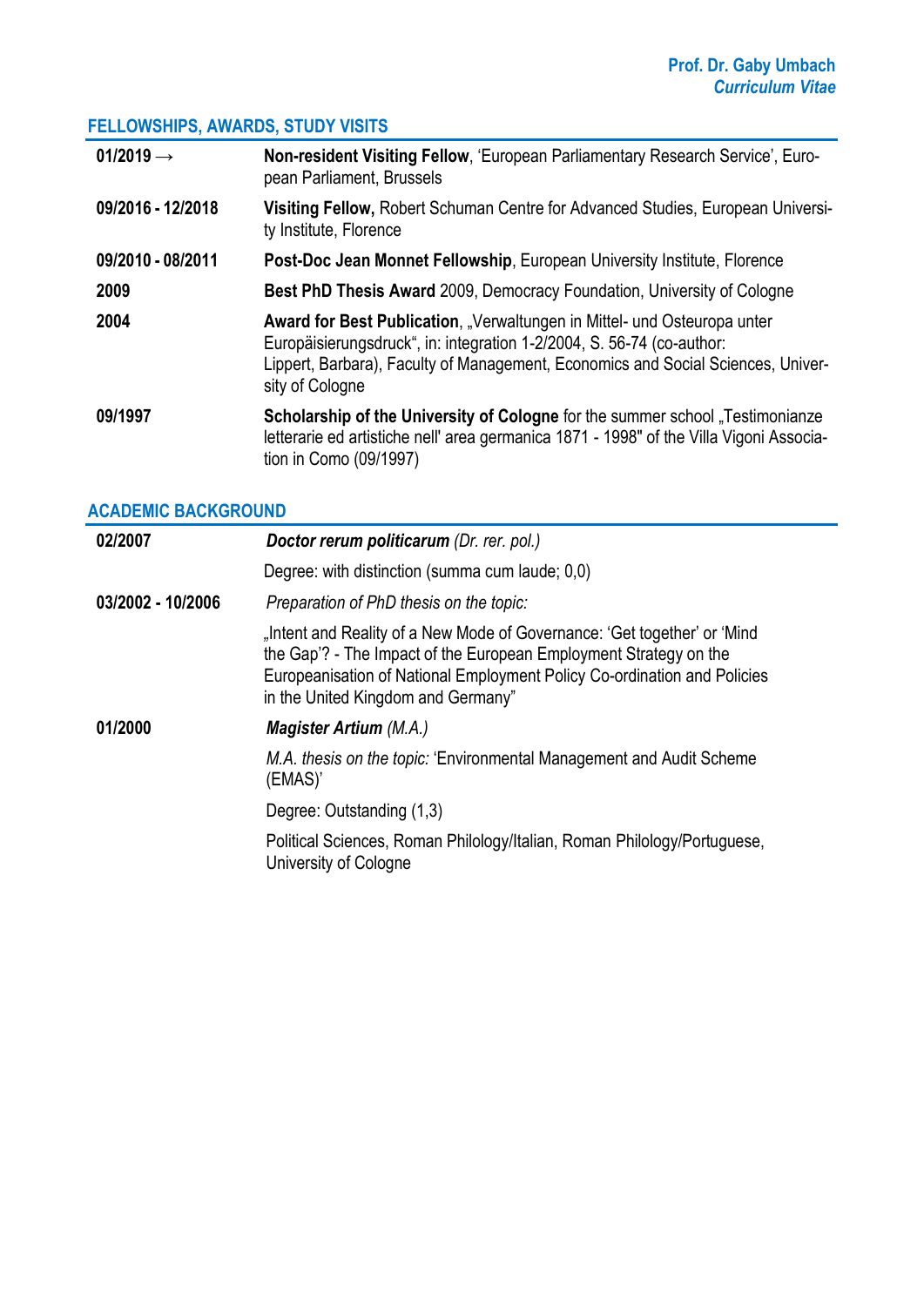## FELLOWSHIPS, AWARDS, STUDY VISITS

| | |
|---|---|
| **01/2019 →** | **Non-resident Visiting Fellow**, 'European Parliamentary Research Service', European Parliament, Brussels |
| **09/2016 - 12/2018** | **Visiting Fellow,** Robert Schuman Centre for Advanced Studies, European University Institute, Florence |
| **09/2010 - 08/2011** | **Post-Doc Jean Monnet Fellowship**, European University Institute, Florence |
| **2009** | **Best PhD Thesis Award** 2009, Democracy Foundation, University of Cologne |
| **2004** | **Award for Best Publication**, „Verwaltungen in Mittel- und Osteuropa unter Europäisierungsdruck", in: integration 1-2/2004, S. 56-74 (co-author: Lippert, Barbara), Faculty of Management, Economics and Social Sciences, University of Cologne |
| **09/1997** | **Scholarship of the University of Cologne** for the summer school „Testimonianze letterarie ed artistiche nell' area germanica 1871 - 1998" of the Villa Vigoni Association in Como (09/1997) |

## ACADEMIC BACKGROUND

| | |
|---|---|
| **02/2007** | ***Doctor rerum politicarum*** *(Dr. rer. pol.)* |
| | Degree: with distinction (summa cum laude; 0,0) |
| **03/2002 - 10/2006** | *Preparation of PhD thesis on the topic:* |
| | „Intent and Reality of a New Mode of Governance: 'Get together' or 'Mind the Gap'? - The Impact of the European Employment Strategy on the Europeanisation of National Employment Policy Co-ordination and Policies in the United Kingdom and Germany" |
| **01/2000** | ***Magister Artium*** *(M.A.)* |
| | *M.A. thesis on the topic:* 'Environmental Management and Audit Scheme (EMAS)' |
| | Degree: Outstanding (1,3) |
| | Political Sciences, Roman Philology/Italian, Roman Philology/Portuguese, University of Cologne |